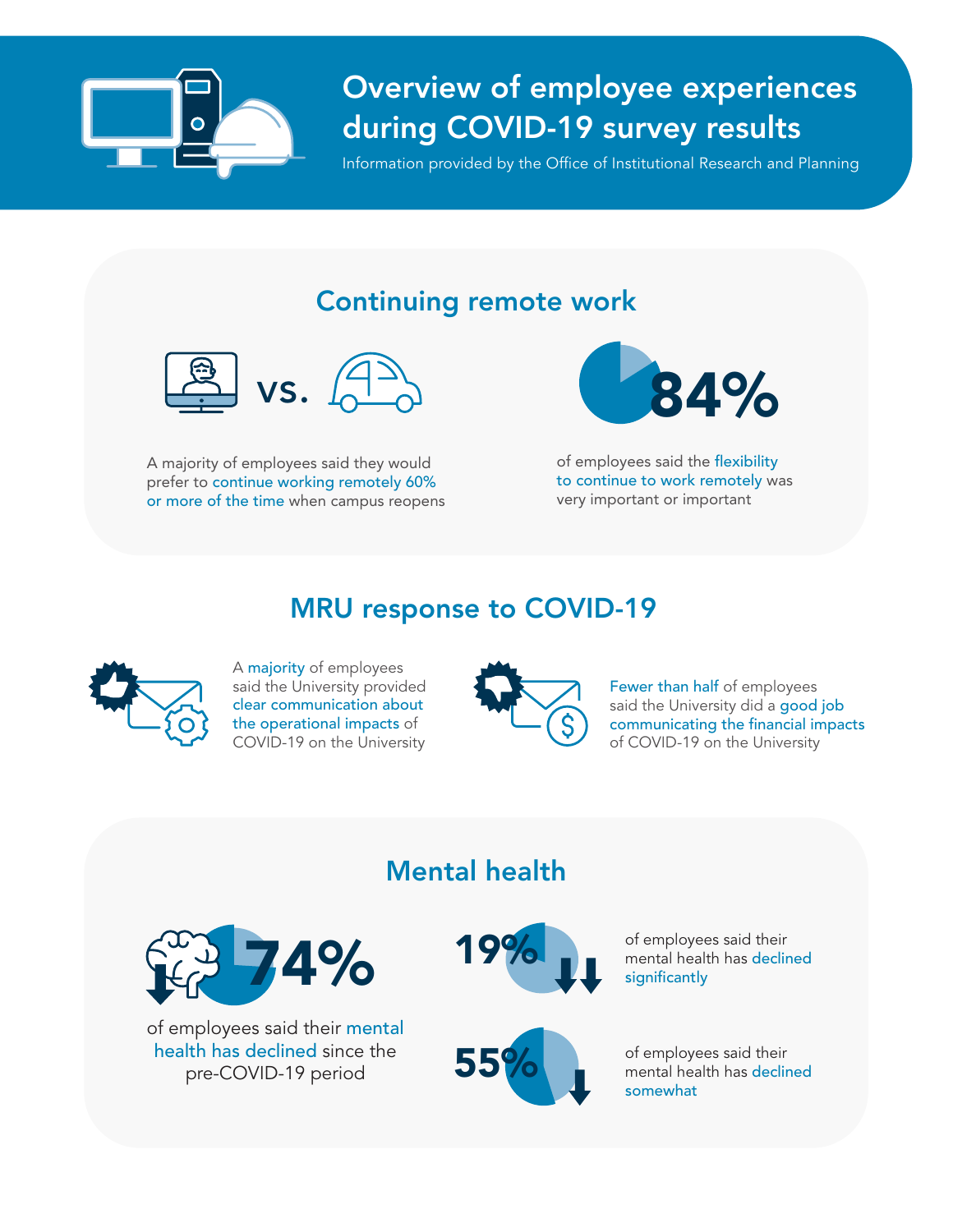# Overview of employee experiences during COVID-19 survey results

Information provided by the Office of Institutional Research and Planning

## Continuing remote work

vs.

A majority of employees said they would prefer to continue working remotely 60% or more of the time when campus reopens

**84%**

of employees said the flexibility to continue to work remotely was very important or important

## MRU response to COVID-19

A majority of employees said the University provided clear communication about the operational impacts of COVID-19 on the University

Fewer than half of employees said the University did a good job communicating the financial impacts of COVID-19 on the University

## Mental health

**74%**

of employees said their mental health has declined since the pre-COVID-19 period

**19%**

of employees said their mental health has declined significantly

**55%**

of employees said their mental health has declined somewhat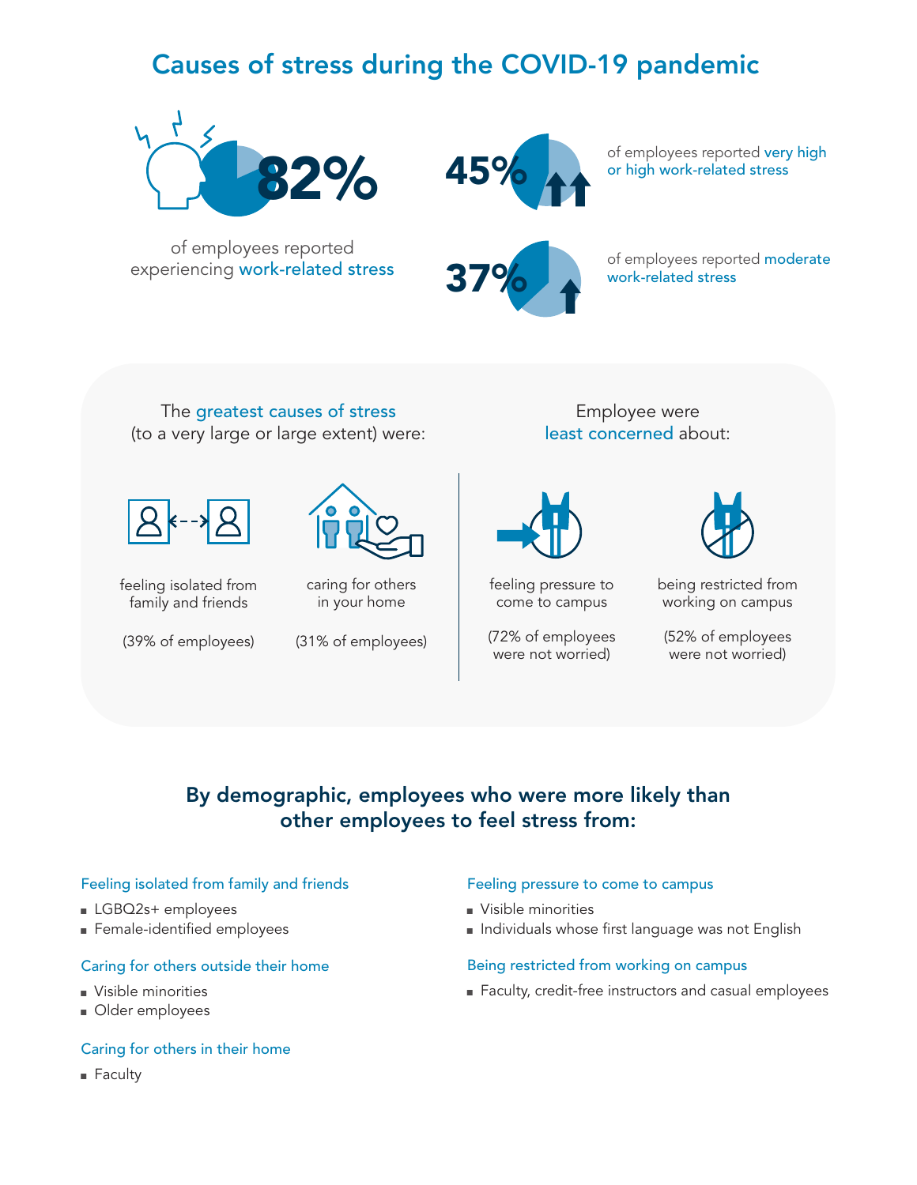# Causes of stress during the COVID-19 pandemic

**82%** of employees reported experiencing work-related stress

**45%** of employees reported very high or high work-related stress

**37%** of employees reported moderate work-related stress

The greatest causes of stress (to a very large or large extent) were:

- feeling isolated from family and friends (39% of employees)
- caring for others in your home (31% of employees)

Employee were least concerned about:

- feeling pressure to come to campus (72% of employees were not worried)
- being restricted from working on campus (52% of employees were not worried)

## By demographic, employees who were more likely than other employees to feel stress from:

Feeling isolated from family and friends

- LGBQ2s+ employees
- Female-identified employees

Caring for others outside their home

- Visible minorities
- Older employees

Caring for others in their home

- Faculty

Feeling pressure to come to campus

- Visible minorities
- Individuals whose first language was not English

Being restricted from working on campus

- Faculty, credit-free instructors and casual employees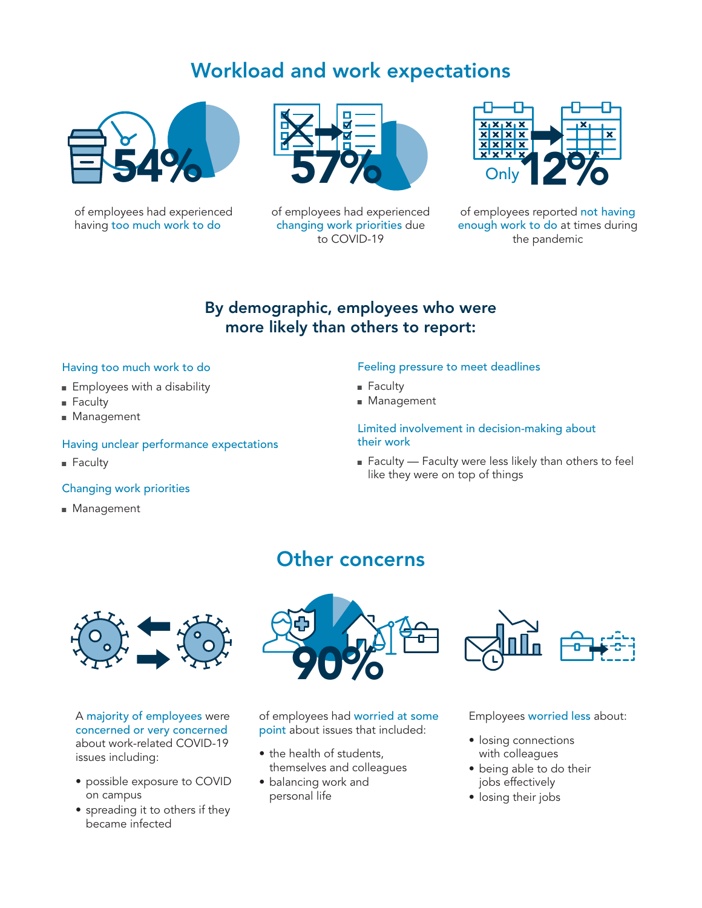## Workload and work expectations

**54%**

of employees had experienced having too much work to do

**57%**

of employees had experienced changing work priorities due to COVID-19

Only **12%**

of employees reported not having enough work to do at times during the pandemic

### By demographic, employees who were more likely than others to report:

Having too much work to do

- Employees with a disability
- Faculty
- Management

Having unclear performance expectations

- Faculty

Changing work priorities

- Management

Feeling pressure to meet deadlines

- Faculty
- Management

Limited involvement in decision-making about their work

- Faculty — Faculty were less likely than others to feel like they were on top of things

## Other concerns

A majority of employees were concerned or very concerned about work-related COVID-19 issues including:

- possible exposure to COVID on campus
- spreading it to others if they became infected

**90%**

of employees had worried at some point about issues that included:

- the health of students, themselves and colleagues
- balancing work and personal life

Employees worried less about:

- losing connections with colleagues
- being able to do their jobs effectively
- losing their jobs